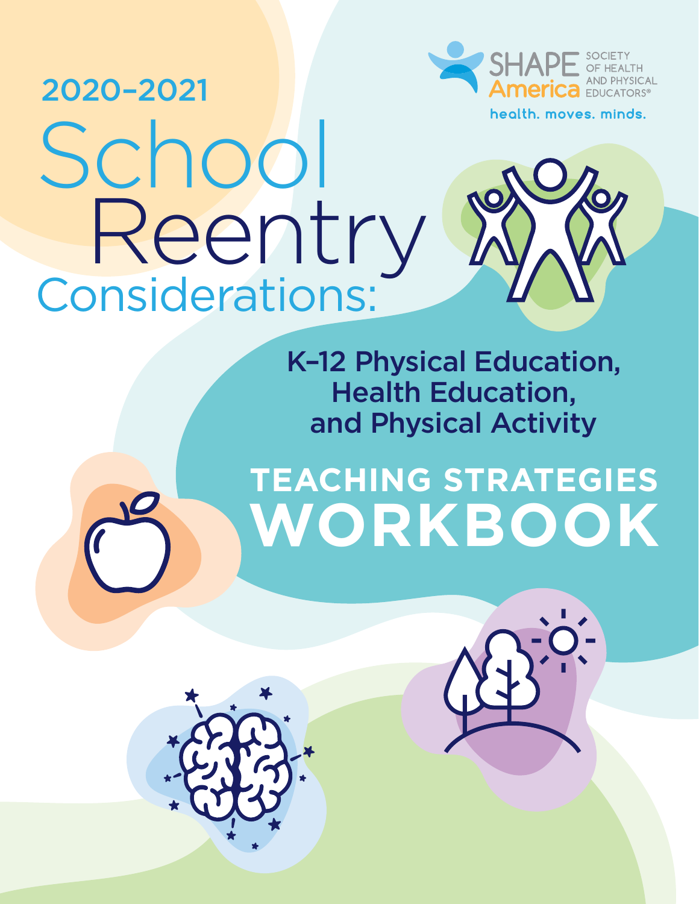SHAPE America
SOCIETY OF HEALTH AND PHYSICAL EDUCATORS®

health. moves. minds.

2020–2021

# School Reentry Considerations:

## K–12 Physical Education, Health Education, and Physical Activity

# TEACHING STRATEGIES WORKBOOK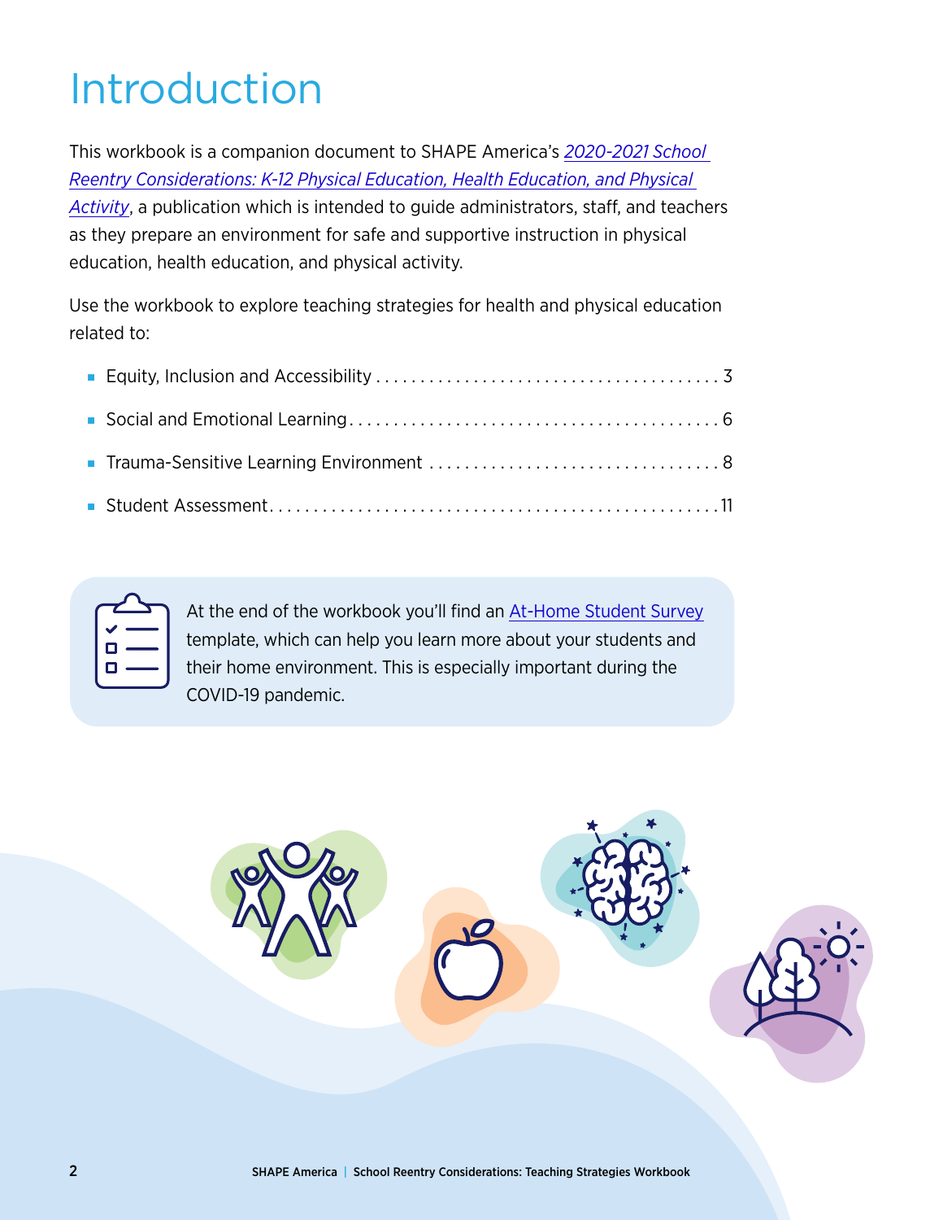# Introduction

This workbook is a companion document to SHAPE America's *2020-2021 School Reentry Considerations: K-12 Physical Education, Health Education, and Physical Activity*, a publication which is intended to guide administrators, staff, and teachers as they prepare an environment for safe and supportive instruction in physical education, health education, and physical activity.

Use the workbook to explore teaching strategies for health and physical education related to:

- Equity, Inclusion and Accessibility . . . . . . . . . . . . . . . . . . . . . . . . . . . . . . . . . . . . . 3
- Social and Emotional Learning . . . . . . . . . . . . . . . . . . . . . . . . . . . . . . . . . . . . . . . . 6
- Trauma-Sensitive Learning Environment . . . . . . . . . . . . . . . . . . . . . . . . . . . . . . . . 8
- Student Assessment . . . . . . . . . . . . . . . . . . . . . . . . . . . . . . . . . . . . . . . . . . . . . . . . 11

At the end of the workbook you'll find an At-Home Student Survey template, which can help you learn more about your students and their home environment. This is especially important during the COVID-19 pandemic.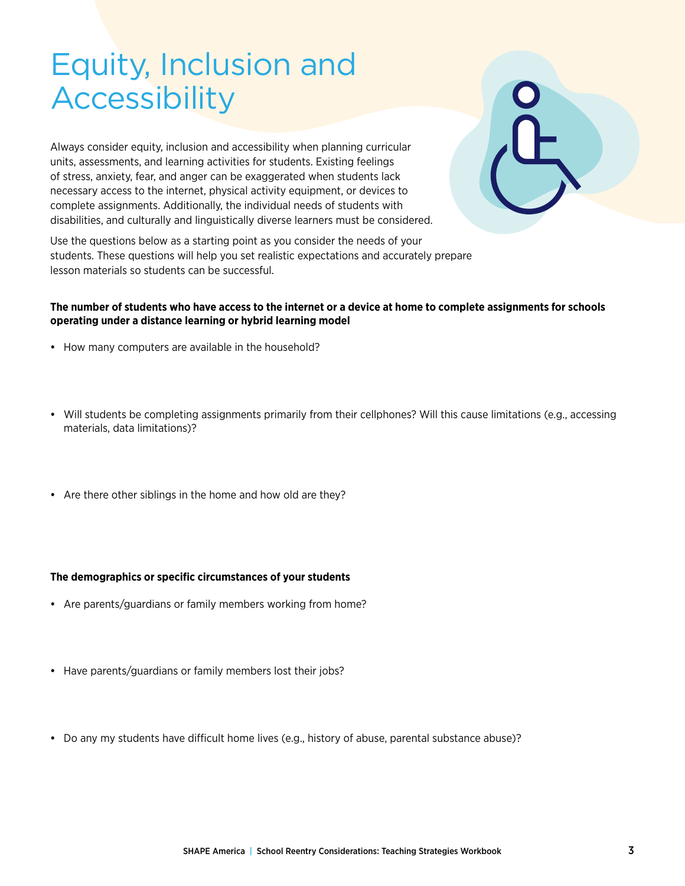# Equity, Inclusion and Accessibility

Always consider equity, inclusion and accessibility when planning curricular units, assessments, and learning activities for students. Existing feelings of stress, anxiety, fear, and anger can be exaggerated when students lack necessary access to the internet, physical activity equipment, or devices to complete assignments. Additionally, the individual needs of students with disabilities, and culturally and linguistically diverse learners must be considered.

Use the questions below as a starting point as you consider the needs of your students. These questions will help you set realistic expectations and accurately prepare lesson materials so students can be successful.

**The number of students who have access to the internet or a device at home to complete assignments for schools operating under a distance learning or hybrid learning model**

- How many computers are available in the household?

- Will students be completing assignments primarily from their cellphones? Will this cause limitations (e.g., accessing materials, data limitations)?

- Are there other siblings in the home and how old are they?

**The demographics or specific circumstances of your students**

- Are parents/guardians or family members working from home?

- Have parents/guardians or family members lost their jobs?

- Do any my students have difficult home lives (e.g., history of abuse, parental substance abuse)?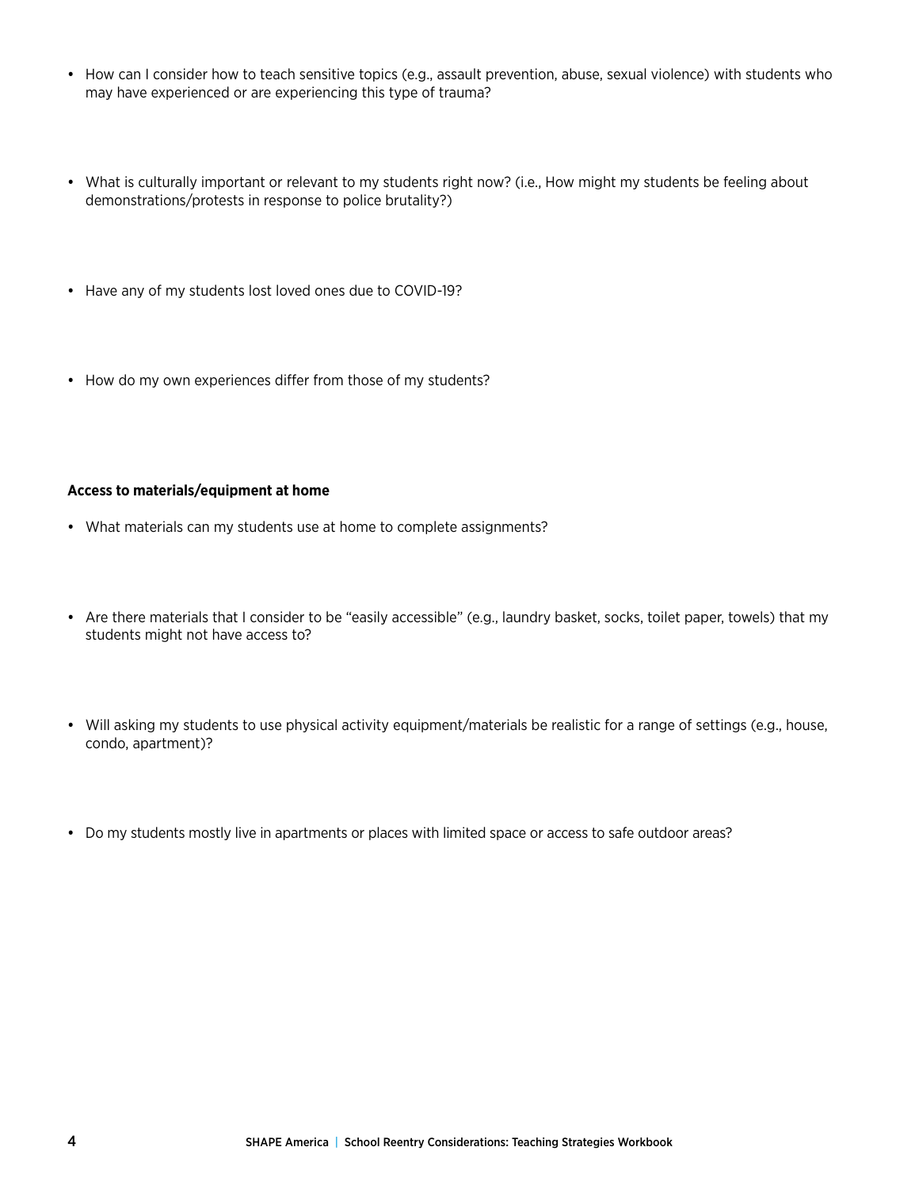- How can I consider how to teach sensitive topics (e.g., assault prevention, abuse, sexual violence) with students who may have experienced or are experiencing this type of trauma?

- What is culturally important or relevant to my students right now? (i.e., How might my students be feeling about demonstrations/protests in response to police brutality?)

- Have any of my students lost loved ones due to COVID-19?

- How do my own experiences differ from those of my students?

**Access to materials/equipment at home**

- What materials can my students use at home to complete assignments?

- Are there materials that I consider to be "easily accessible" (e.g., laundry basket, socks, toilet paper, towels) that my students might not have access to?

- Will asking my students to use physical activity equipment/materials be realistic for a range of settings (e.g., house, condo, apartment)?

- Do my students mostly live in apartments or places with limited space or access to safe outdoor areas?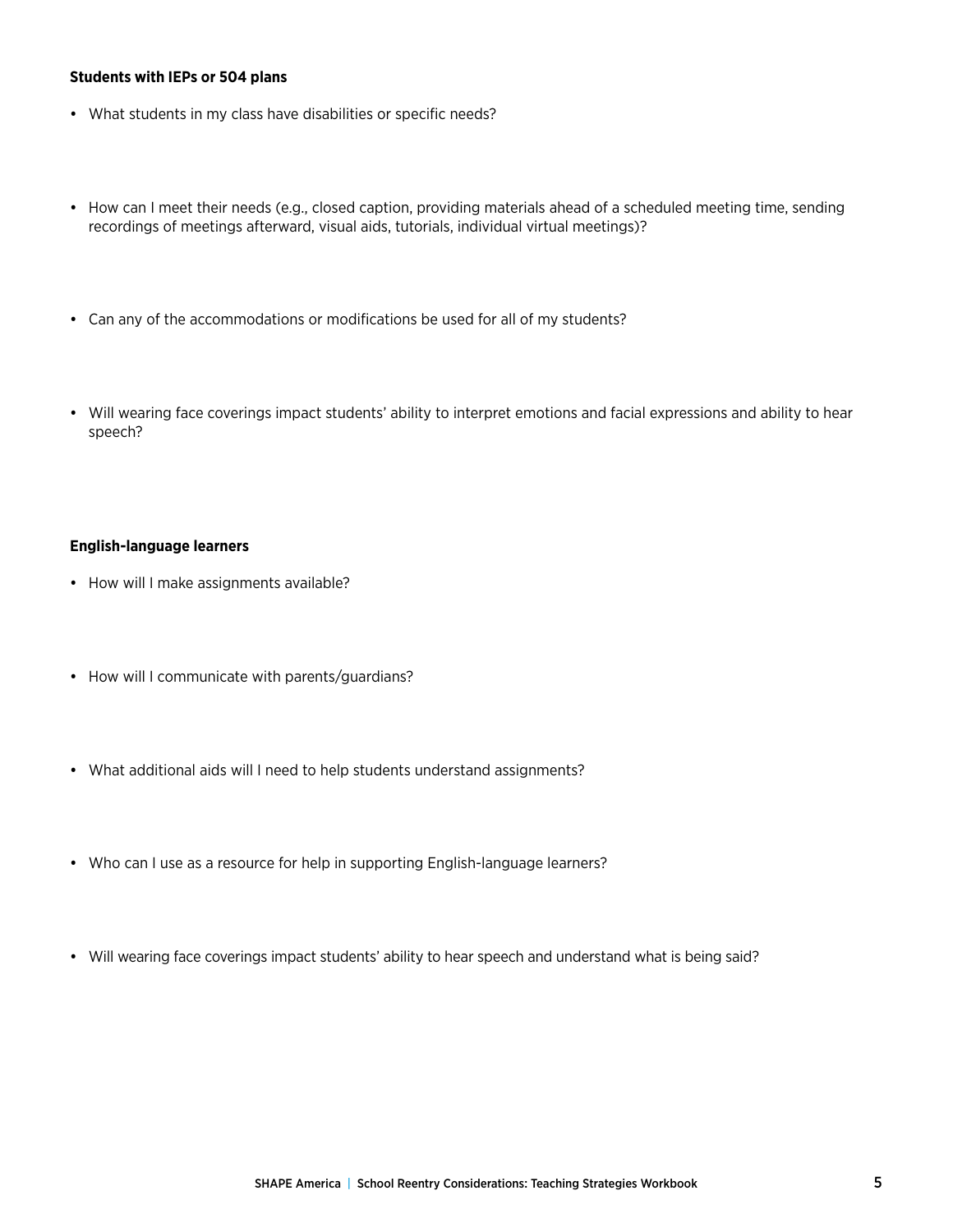**Students with IEPs or 504 plans**

- What students in my class have disabilities or specific needs?

- How can I meet their needs (e.g., closed caption, providing materials ahead of a scheduled meeting time, sending recordings of meetings afterward, visual aids, tutorials, individual virtual meetings)?

- Can any of the accommodations or modifications be used for all of my students?

- Will wearing face coverings impact students' ability to interpret emotions and facial expressions and ability to hear speech?

**English-language learners**

- How will I make assignments available?

- How will I communicate with parents/guardians?

- What additional aids will I need to help students understand assignments?

- Who can I use as a resource for help in supporting English-language learners?

- Will wearing face coverings impact students' ability to hear speech and understand what is being said?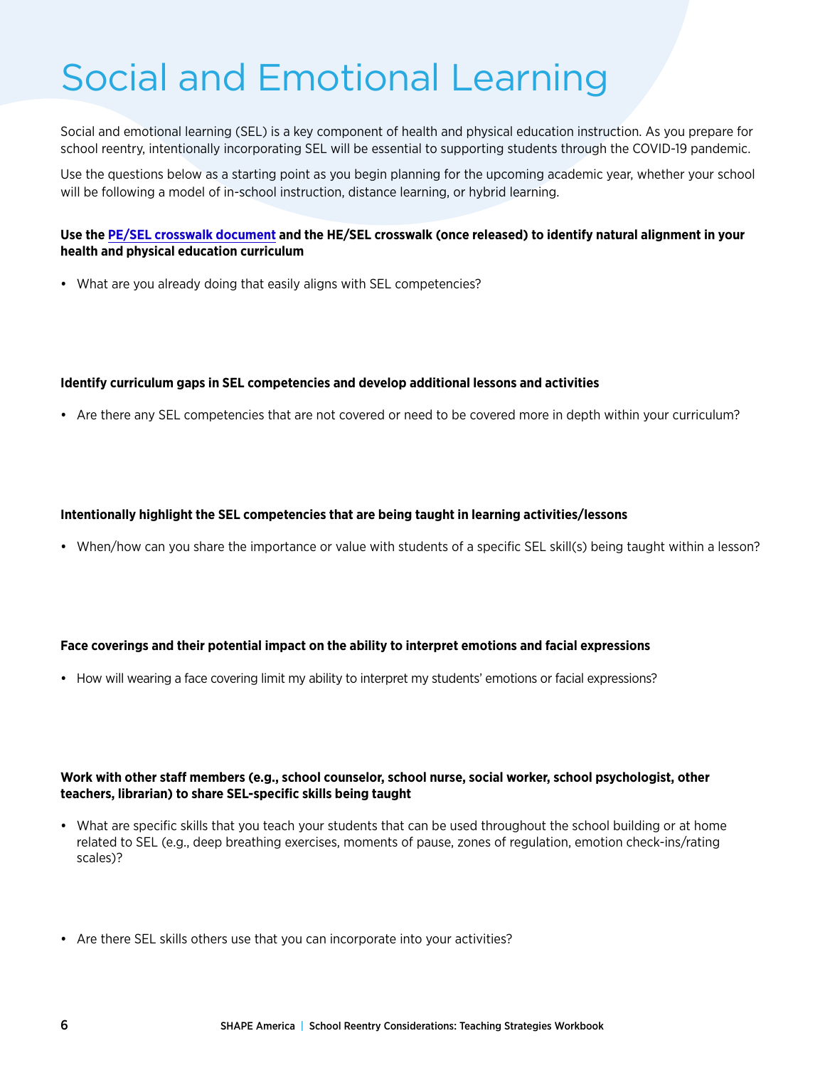# Social and Emotional Learning

Social and emotional learning (SEL) is a key component of health and physical education instruction. As you prepare for school reentry, intentionally incorporating SEL will be essential to supporting students through the COVID-19 pandemic.

Use the questions below as a starting point as you begin planning for the upcoming academic year, whether your school will be following a model of in-school instruction, distance learning, or hybrid learning.

**Use the PE/SEL crosswalk document and the HE/SEL crosswalk (once released) to identify natural alignment in your health and physical education curriculum**

- What are you already doing that easily aligns with SEL competencies?

**Identify curriculum gaps in SEL competencies and develop additional lessons and activities**

- Are there any SEL competencies that are not covered or need to be covered more in depth within your curriculum?

**Intentionally highlight the SEL competencies that are being taught in learning activities/lessons**

- When/how can you share the importance or value with students of a specific SEL skill(s) being taught within a lesson?

**Face coverings and their potential impact on the ability to interpret emotions and facial expressions**

- How will wearing a face covering limit my ability to interpret my students' emotions or facial expressions?

**Work with other staff members (e.g., school counselor, school nurse, social worker, school psychologist, other teachers, librarian) to share SEL-specific skills being taught**

- What are specific skills that you teach your students that can be used throughout the school building or at home related to SEL (e.g., deep breathing exercises, moments of pause, zones of regulation, emotion check-ins/rating scales)?

- Are there SEL skills others use that you can incorporate into your activities?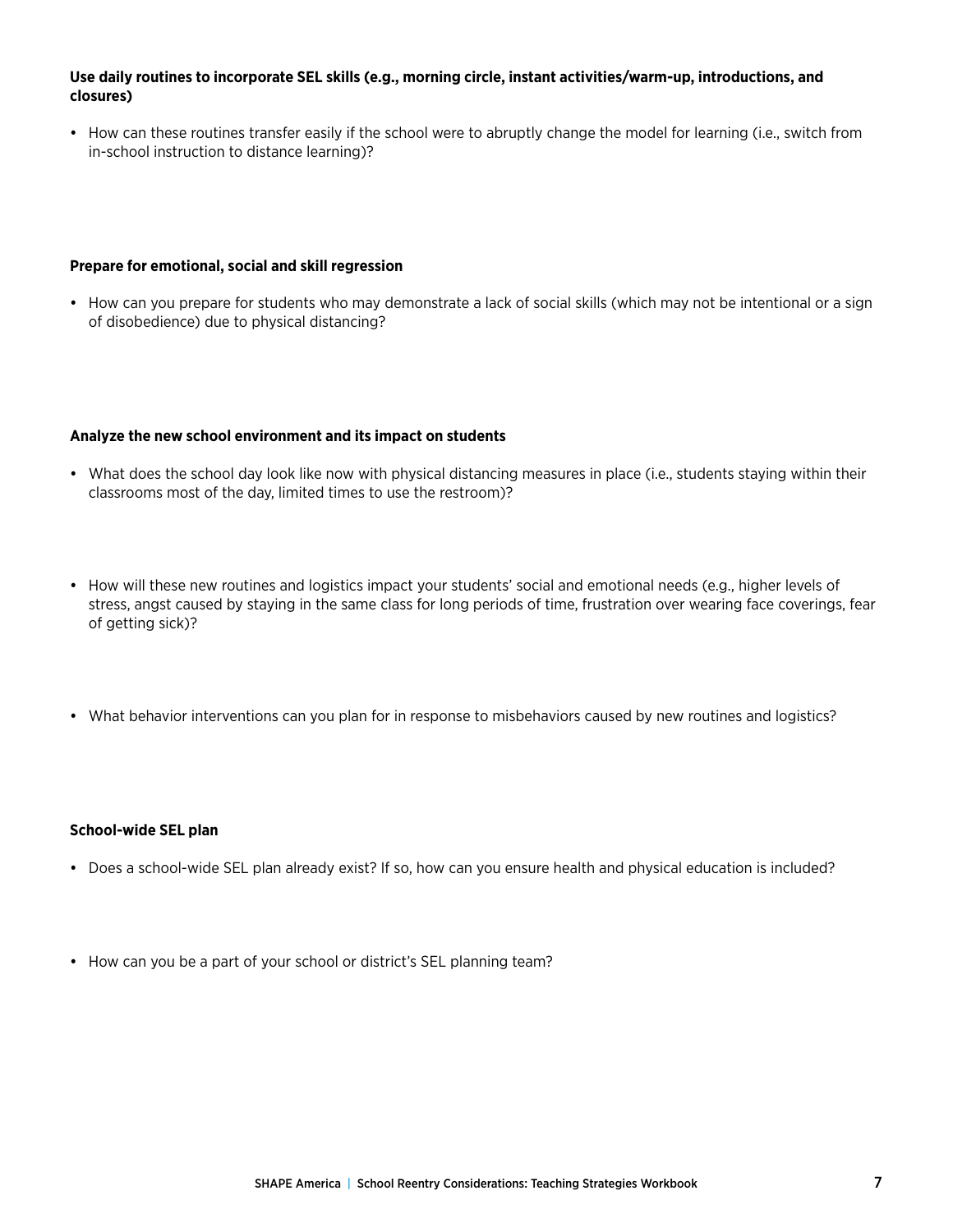**Use daily routines to incorporate SEL skills (e.g., morning circle, instant activities/warm-up, introductions, and closures)**

- How can these routines transfer easily if the school were to abruptly change the model for learning (i.e., switch from in-school instruction to distance learning)?

**Prepare for emotional, social and skill regression**

- How can you prepare for students who may demonstrate a lack of social skills (which may not be intentional or a sign of disobedience) due to physical distancing?

**Analyze the new school environment and its impact on students**

- What does the school day look like now with physical distancing measures in place (i.e., students staying within their classrooms most of the day, limited times to use the restroom)?

- How will these new routines and logistics impact your students' social and emotional needs (e.g., higher levels of stress, angst caused by staying in the same class for long periods of time, frustration over wearing face coverings, fear of getting sick)?

- What behavior interventions can you plan for in response to misbehaviors caused by new routines and logistics?

**School-wide SEL plan**

- Does a school-wide SEL plan already exist? If so, how can you ensure health and physical education is included?

- How can you be a part of your school or district's SEL planning team?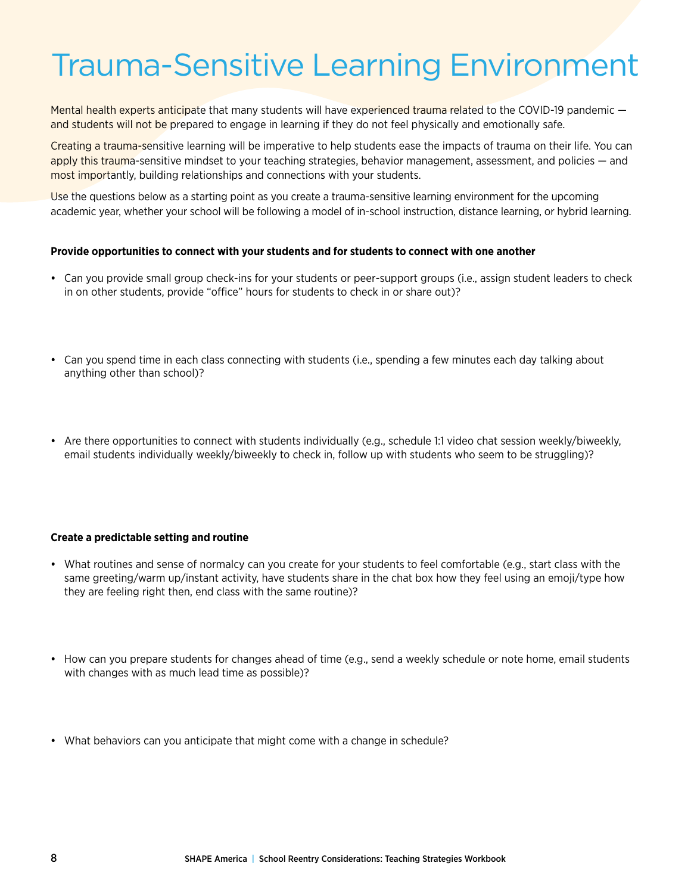# Trauma-Sensitive Learning Environment

Mental health experts anticipate that many students will have experienced trauma related to the COVID-19 pandemic — and students will not be prepared to engage in learning if they do not feel physically and emotionally safe.

Creating a trauma-sensitive learning will be imperative to help students ease the impacts of trauma on their life. You can apply this trauma-sensitive mindset to your teaching strategies, behavior management, assessment, and policies — and most importantly, building relationships and connections with your students.

Use the questions below as a starting point as you create a trauma-sensitive learning environment for the upcoming academic year, whether your school will be following a model of in-school instruction, distance learning, or hybrid learning.

**Provide opportunities to connect with your students and for students to connect with one another**

- Can you provide small group check-ins for your students or peer-support groups (i.e., assign student leaders to check in on other students, provide "office" hours for students to check in or share out)?

- Can you spend time in each class connecting with students (i.e., spending a few minutes each day talking about anything other than school)?

- Are there opportunities to connect with students individually (e.g., schedule 1:1 video chat session weekly/biweekly, email students individually weekly/biweekly to check in, follow up with students who seem to be struggling)?

**Create a predictable setting and routine**

- What routines and sense of normalcy can you create for your students to feel comfortable (e.g., start class with the same greeting/warm up/instant activity, have students share in the chat box how they feel using an emoji/type how they are feeling right then, end class with the same routine)?

- How can you prepare students for changes ahead of time (e.g., send a weekly schedule or note home, email students with changes with as much lead time as possible)?

- What behaviors can you anticipate that might come with a change in schedule?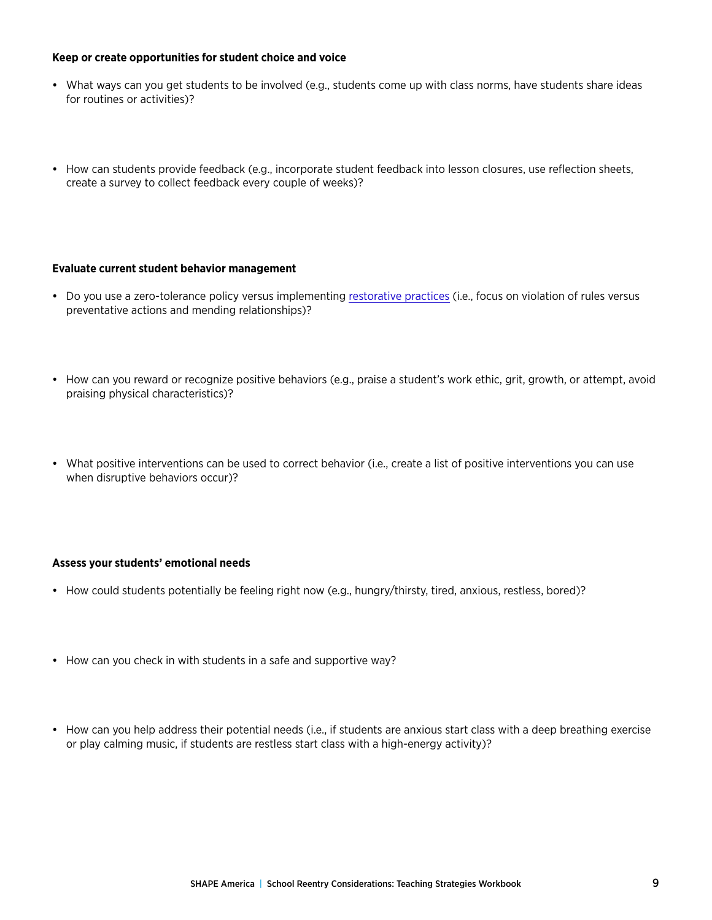**Keep or create opportunities for student choice and voice**

- What ways can you get students to be involved (e.g., students come up with class norms, have students share ideas for routines or activities)?

- How can students provide feedback (e.g., incorporate student feedback into lesson closures, use reflection sheets, create a survey to collect feedback every couple of weeks)?

**Evaluate current student behavior management**

- Do you use a zero-tolerance policy versus implementing restorative practices (i.e., focus on violation of rules versus preventative actions and mending relationships)?

- How can you reward or recognize positive behaviors (e.g., praise a student's work ethic, grit, growth, or attempt, avoid praising physical characteristics)?

- What positive interventions can be used to correct behavior (i.e., create a list of positive interventions you can use when disruptive behaviors occur)?

**Assess your students' emotional needs**

- How could students potentially be feeling right now (e.g., hungry/thirsty, tired, anxious, restless, bored)?

- How can you check in with students in a safe and supportive way?

- How can you help address their potential needs (i.e., if students are anxious start class with a deep breathing exercise or play calming music, if students are restless start class with a high-energy activity)?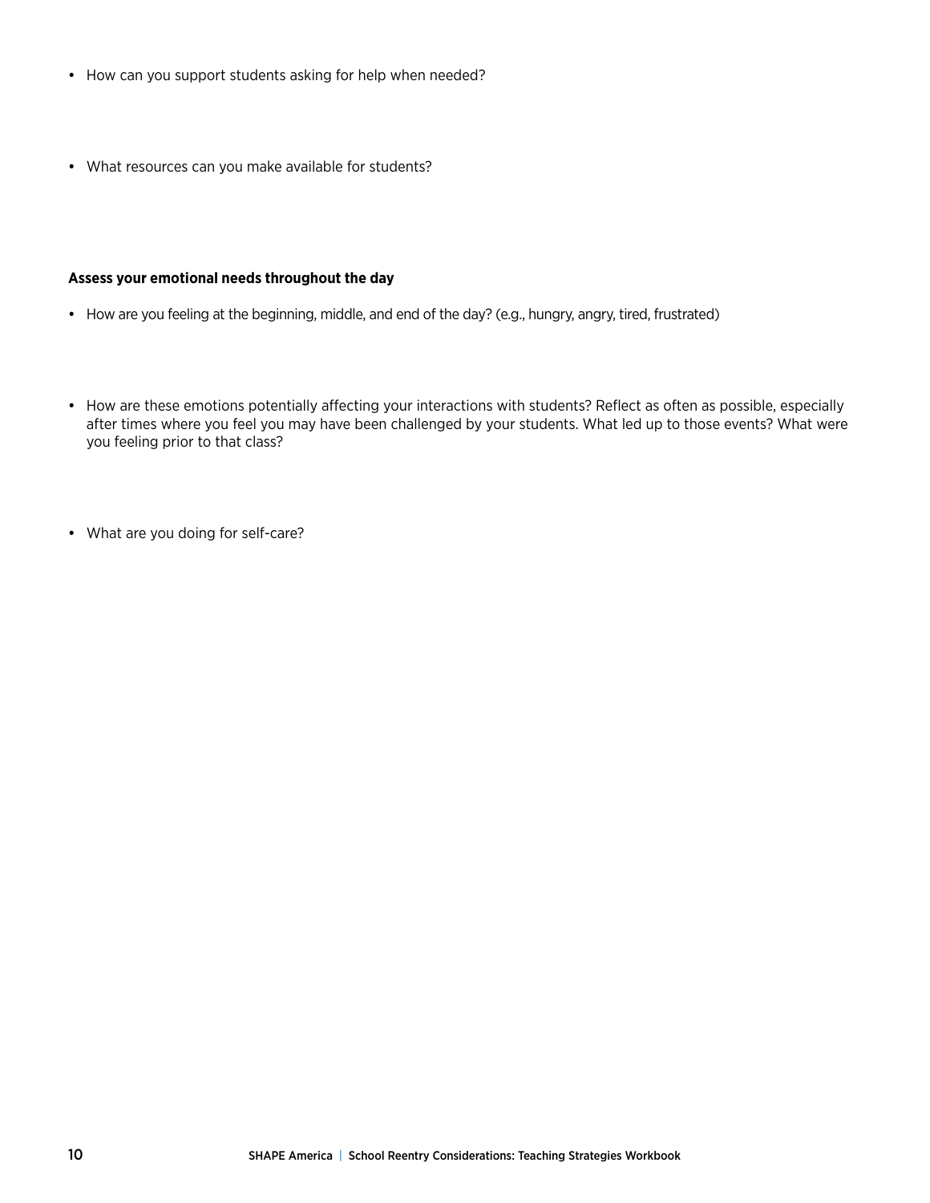- How can you support students asking for help when needed?

- What resources can you make available for students?

**Assess your emotional needs throughout the day**

- How are you feeling at the beginning, middle, and end of the day? (e.g., hungry, angry, tired, frustrated)

- How are these emotions potentially affecting your interactions with students? Reflect as often as possible, especially after times where you feel you may have been challenged by your students. What led up to those events? What were you feeling prior to that class?

- What are you doing for self-care?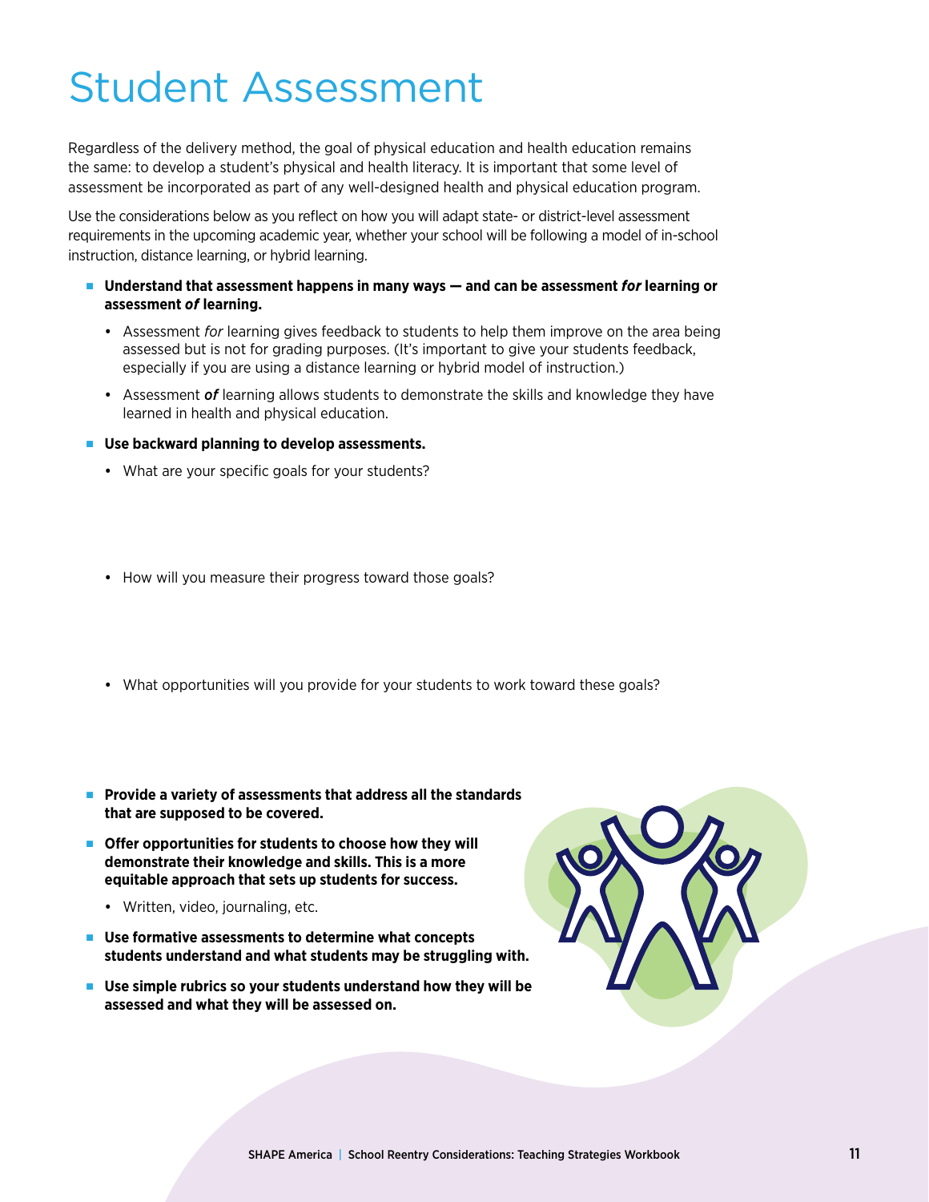# Student Assessment

Regardless of the delivery method, the goal of physical education and health education remains the same: to develop a student's physical and health literacy. It is important that some level of assessment be incorporated as part of any well-designed health and physical education program.

Use the considerations below as you reflect on how you will adapt state- or district-level assessment requirements in the upcoming academic year, whether your school will be following a model of in-school instruction, distance learning, or hybrid learning.

- **Understand that assessment happens in many ways — and can be assessment *for* learning or assessment *of* learning.**
  - Assessment *for* learning gives feedback to students to help them improve on the area being assessed but is not for grading purposes. (It's important to give your students feedback, especially if you are using a distance learning or hybrid model of instruction.)
  - Assessment ***of*** learning allows students to demonstrate the skills and knowledge they have learned in health and physical education.
- **Use backward planning to develop assessments.**
  - What are your specific goals for your students?
  - How will you measure their progress toward those goals?
  - What opportunities will you provide for your students to work toward these goals?
- **Provide a variety of assessments that address all the standards that are supposed to be covered.**
- **Offer opportunities for students to choose how they will demonstrate their knowledge and skills. This is a more equitable approach that sets up students for success.**
  - Written, video, journaling, etc.
- **Use formative assessments to determine what concepts students understand and what students may be struggling with.**
- **Use simple rubrics so your students understand how they will be assessed and what they will be assessed on.**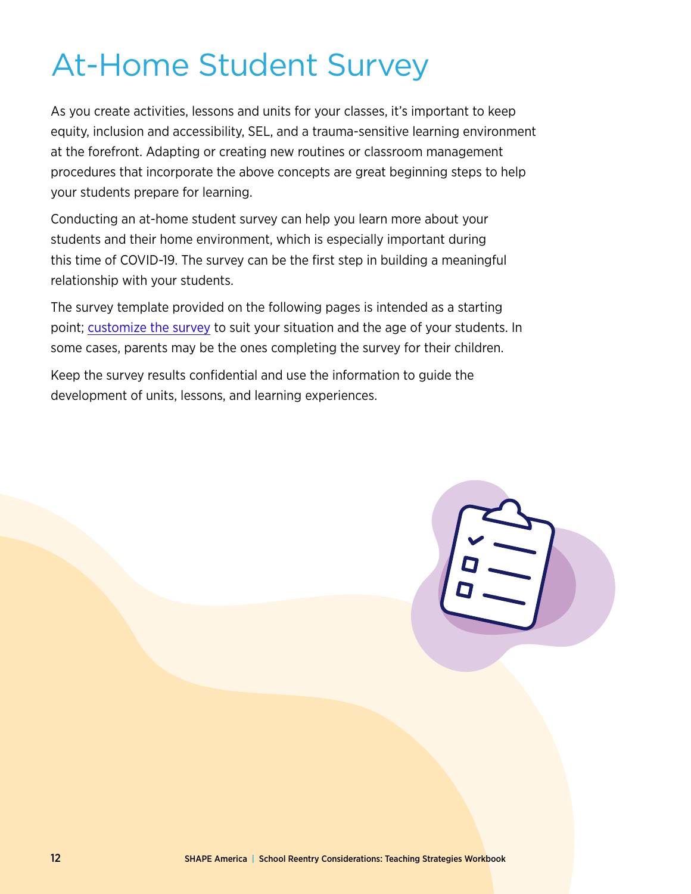# At-Home Student Survey

As you create activities, lessons and units for your classes, it's important to keep equity, inclusion and accessibility, SEL, and a trauma-sensitive learning environment at the forefront. Adapting or creating new routines or classroom management procedures that incorporate the above concepts are great beginning steps to help your students prepare for learning.

Conducting an at-home student survey can help you learn more about your students and their home environment, which is especially important during this time of COVID-19. The survey can be the first step in building a meaningful relationship with your students.

The survey template provided on the following pages is intended as a starting point; customize the survey to suit your situation and the age of your students. In some cases, parents may be the ones completing the survey for their children.

Keep the survey results confidential and use the information to guide the development of units, lessons, and learning experiences.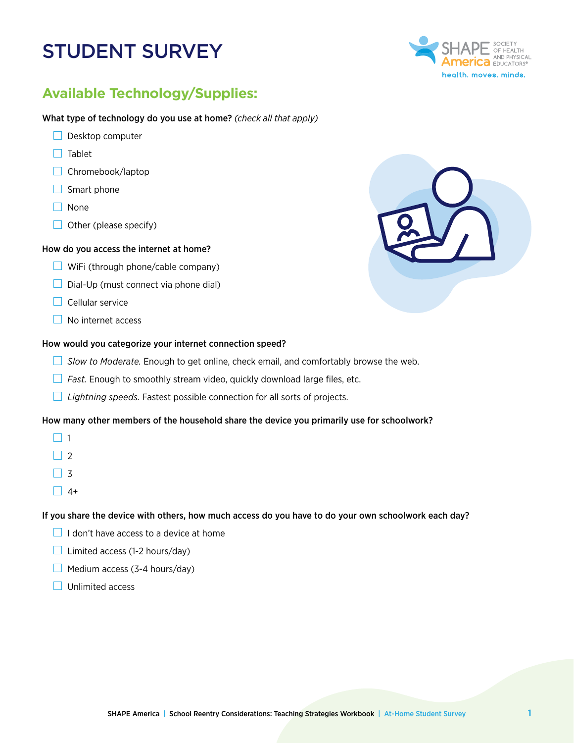# STUDENT SURVEY

## Available Technology/Supplies:

**What type of technology do you use at home?** *(check all that apply)*

- ☐ Desktop computer
- ☐ Tablet
- ☐ Chromebook/laptop
- ☐ Smart phone
- ☐ None
- ☐ Other (please specify)

**How do you access the internet at home?**

- ☐ WiFi (through phone/cable company)
- ☐ Dial-Up (must connect via phone dial)
- ☐ Cellular service
- ☐ No internet access

**How would you categorize your internet connection speed?**

- ☐ *Slow to Moderate.* Enough to get online, check email, and comfortably browse the web.
- ☐ *Fast.* Enough to smoothly stream video, quickly download large files, etc.
- ☐ *Lightning speeds.* Fastest possible connection for all sorts of projects.

**How many other members of the household share the device you primarily use for schoolwork?**

- ☐ 1
- ☐ 2
- ☐ 3
- ☐ 4+

**If you share the device with others, how much access do you have to do your own schoolwork each day?**

- ☐ I don't have access to a device at home
- ☐ Limited access (1-2 hours/day)
- ☐ Medium access (3-4 hours/day)
- ☐ Unlimited access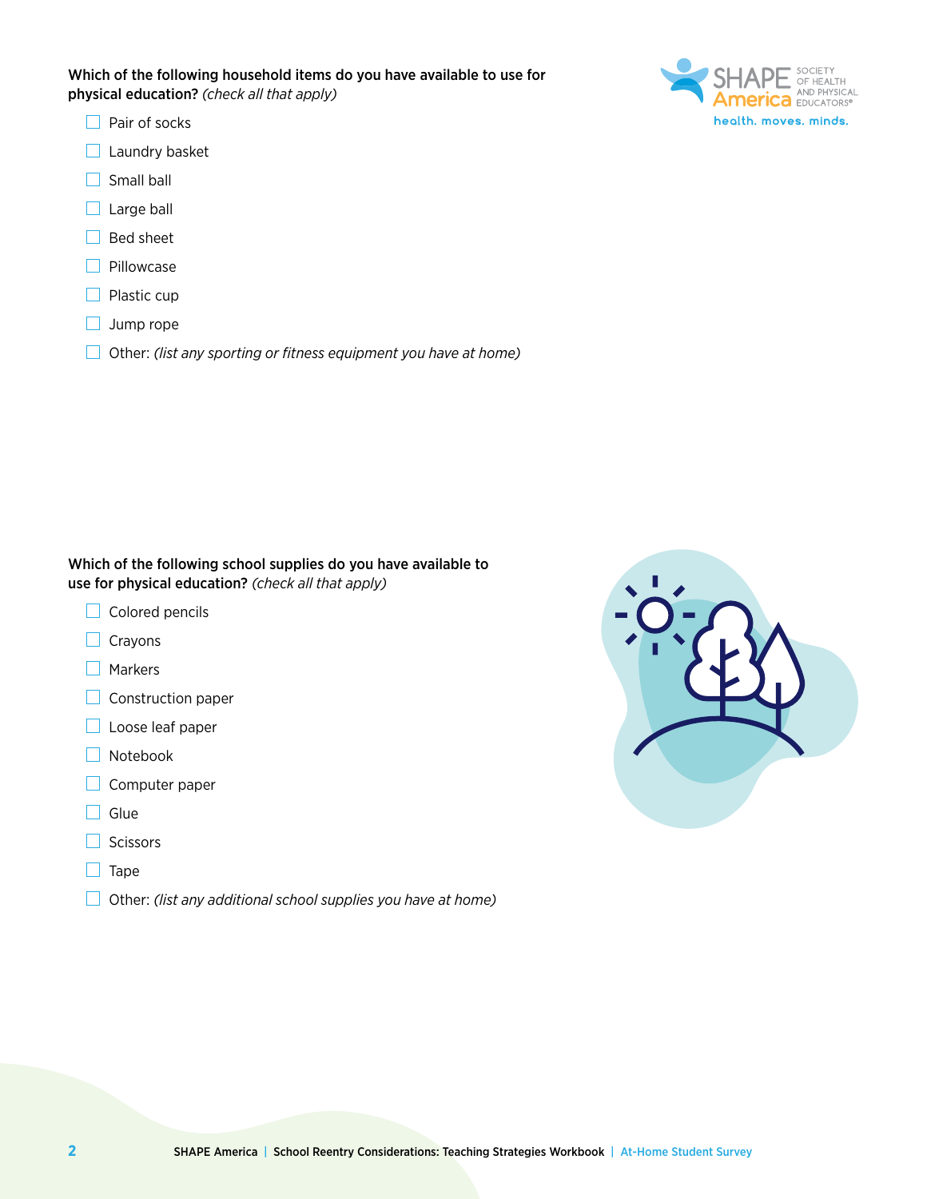**Which of the following household items do you have available to use for physical education?** *(check all that apply)*

- ☐ Pair of socks
- ☐ Laundry basket
- ☐ Small ball
- ☐ Large ball
- ☐ Bed sheet
- ☐ Pillowcase
- ☐ Plastic cup
- ☐ Jump rope
- ☐ Other: *(list any sporting or fitness equipment you have at home)*

**Which of the following school supplies do you have available to use for physical education?** *(check all that apply)*

- ☐ Colored pencils
- ☐ Crayons
- ☐ Markers
- ☐ Construction paper
- ☐ Loose leaf paper
- ☐ Notebook
- ☐ Computer paper
- ☐ Glue
- ☐ Scissors
- ☐ Tape
- ☐ Other: *(list any additional school supplies you have at home)*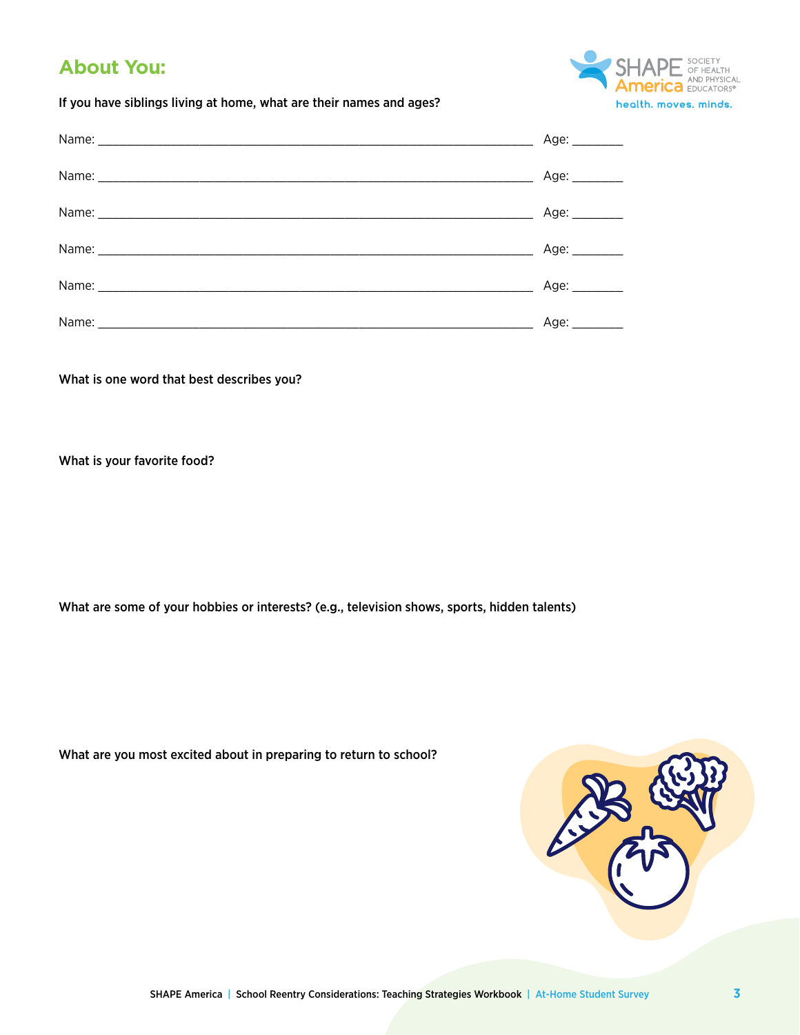## About You:

**If you have siblings living at home, what are their names and ages?**

Name: ____________________________________________ Age: ________

Name: ____________________________________________ Age: ________

Name: ____________________________________________ Age: ________

Name: ____________________________________________ Age: ________

Name: ____________________________________________ Age: ________

Name: ____________________________________________ Age: ________

**What is one word that best describes you?**

**What is your favorite food?**

**What are some of your hobbies or interests? (e.g., television shows, sports, hidden talents)**

**What are you most excited about in preparing to return to school?**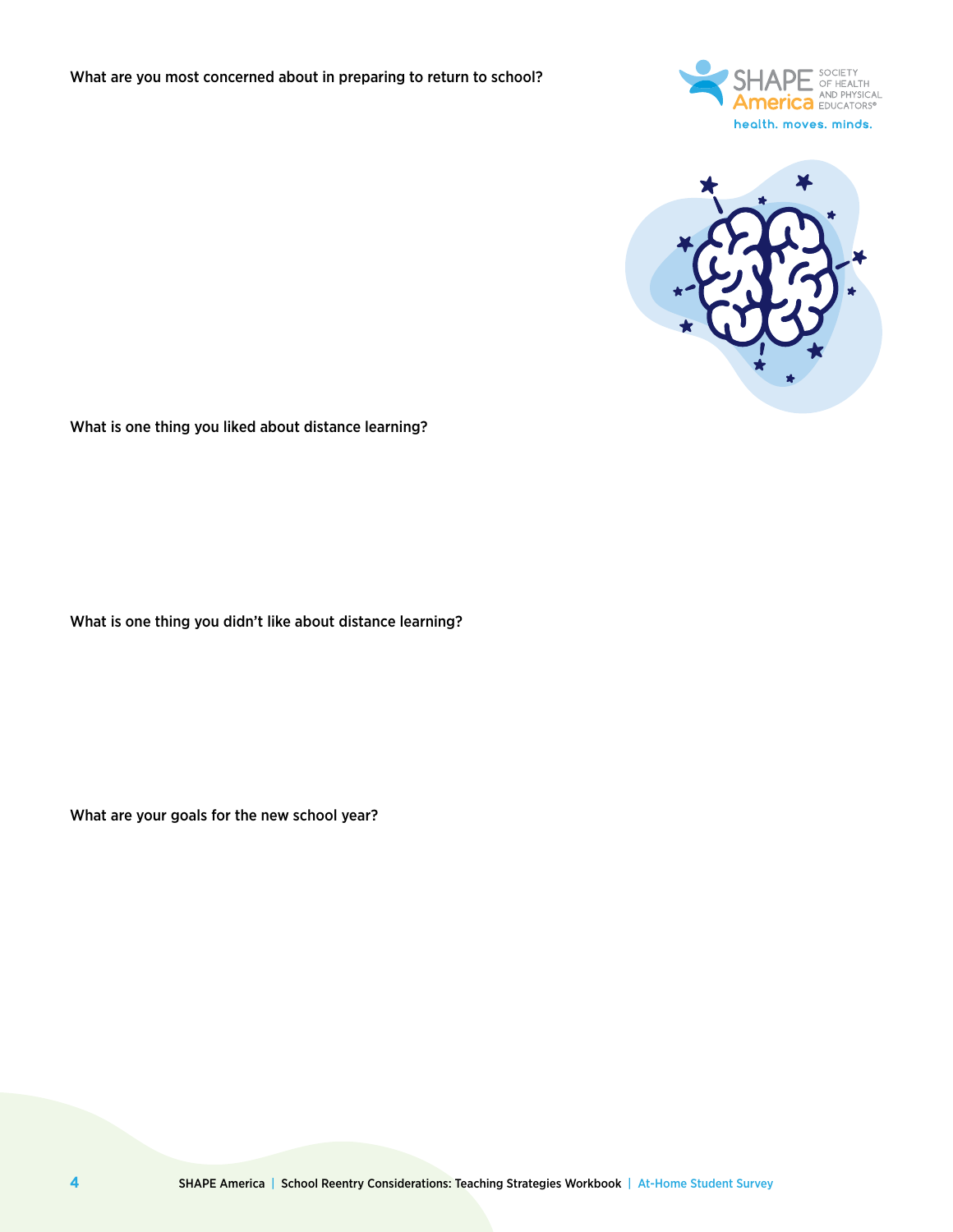What are you most concerned about in preparing to return to school?

What is one thing you liked about distance learning?

What is one thing you didn't like about distance learning?

What are your goals for the new school year?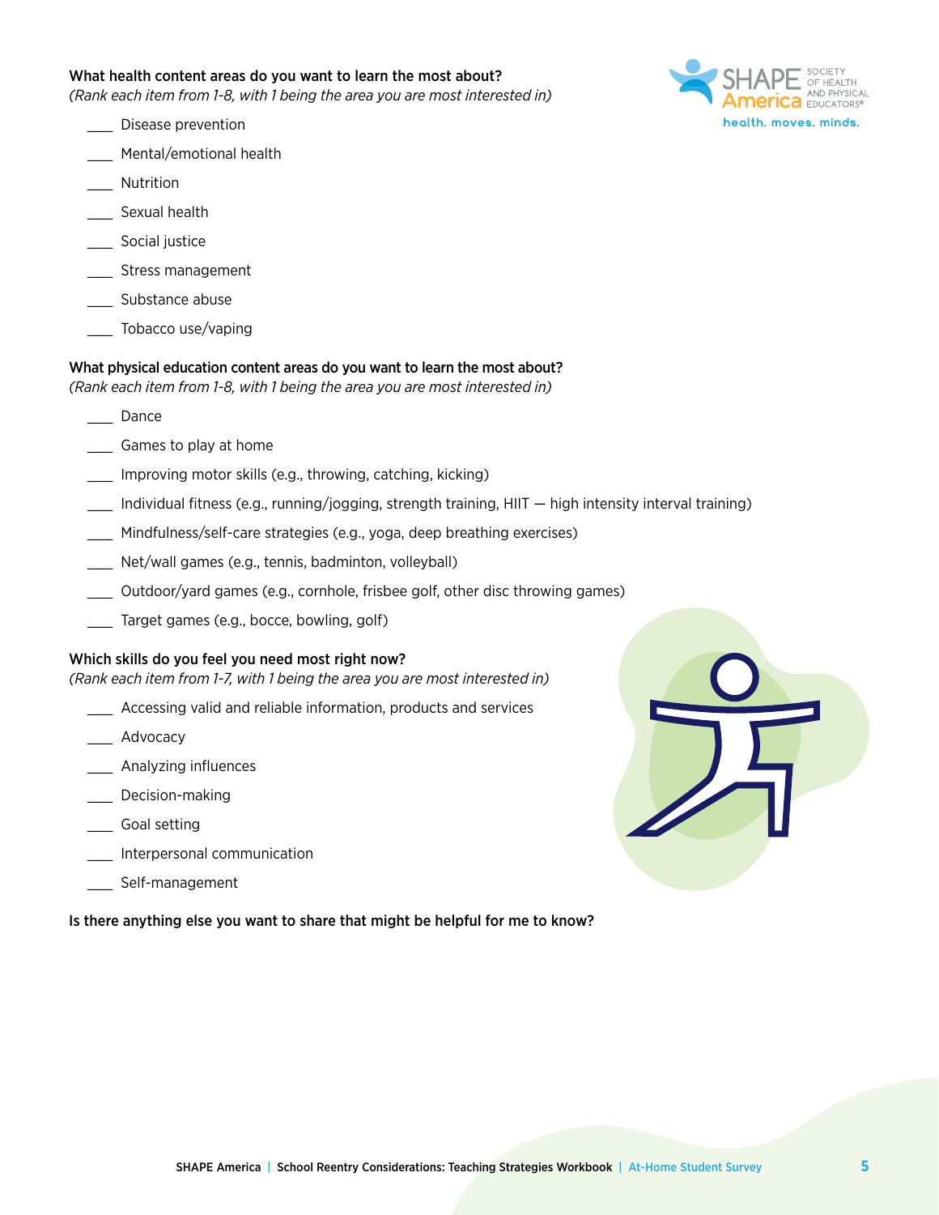**What health content areas do you want to learn the most about?**
*(Rank each item from 1-8, with 1 being the area you are most interested in)*

___ Disease prevention

___ Mental/emotional health

___ Nutrition

___ Sexual health

___ Social justice

___ Stress management

___ Substance abuse

___ Tobacco use/vaping

**What physical education content areas do you want to learn the most about?**
*(Rank each item from 1-8, with 1 being the area you are most interested in)*

___ Dance

___ Games to play at home

___ Improving motor skills (e.g., throwing, catching, kicking)

___ Individual fitness (e.g., running/jogging, strength training, HIIT — high intensity interval training)

___ Mindfulness/self-care strategies (e.g., yoga, deep breathing exercises)

___ Net/wall games (e.g., tennis, badminton, volleyball)

___ Outdoor/yard games (e.g., cornhole, frisbee golf, other disc throwing games)

___ Target games (e.g., bocce, bowling, golf)

**Which skills do you feel you need most right now?**
*(Rank each item from 1-7, with 1 being the area you are most interested in)*

___ Accessing valid and reliable information, products and services

___ Advocacy

___ Analyzing influences

___ Decision-making

___ Goal setting

___ Interpersonal communication

___ Self-management

**Is there anything else you want to share that might be helpful for me to know?**